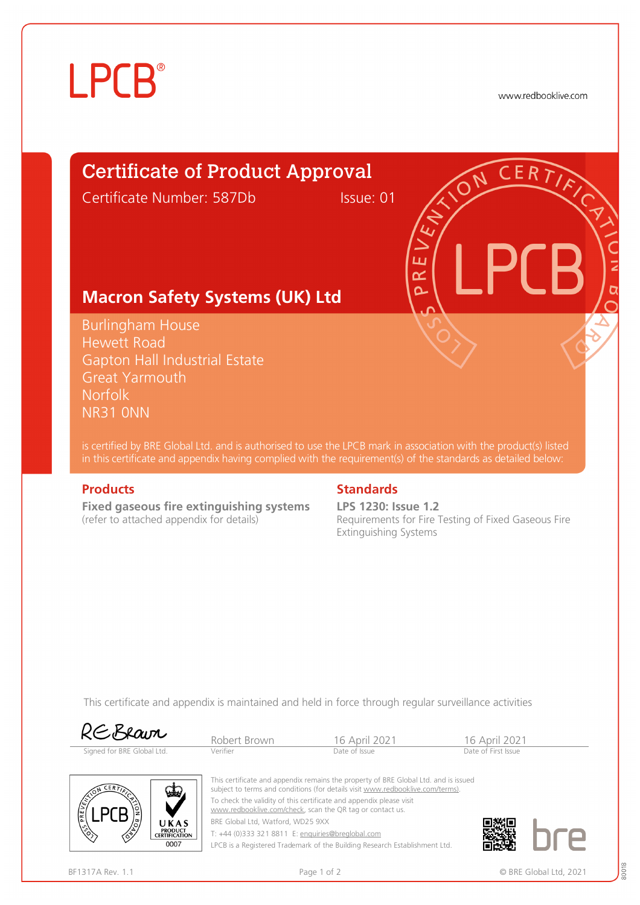LPCB®

www.redbooklive.com

# Certificate of Product Approval

Certificate Number: 587Db  Issue: 01

## Macron Safety Systems (UK) Ltd

Burlingham House
Hewett Road
Gapton Hall Industrial Estate
Great Yarmouth
Norfolk
NR31 0NN

is certified by BRE Global Ltd. and is authorised to use the LPCB mark in association with the product(s) listed in this certificate and appendix having complied with the requirement(s) of the standards as detailed below:

### Products

**Fixed gaseous fire extinguishing systems**
(refer to attached appendix for details)

### Standards

**LPS 1230: Issue 1.2**
Requirements for Fire Testing of Fixed Gaseous Fire Extinguishing Systems

This certificate and appendix is maintained and held in force through regular surveillance activities

| Signed for BRE Global Ltd. | Robert Brown | 16 April 2021 | 16 April 2021 |
|---|---|---|---|
| | Verifier | Date of Issue | Date of First Issue |

This certificate and appendix remains the property of BRE Global Ltd. and is issued subject to terms and conditions (for details visit www.redbooklive.com/terms).
To check the validity of this certificate and appendix please visit www.redbooklive.com/check, scan the QR tag or contact us.
BRE Global Ltd, Watford, WD25 9XX
T: +44 (0)333 321 8811 E: enquiries@breglobal.com
LPCB is a Registered Trademark of the Building Research Establishment Ltd.

UKAS PRODUCT CERTIFICATION 0007

BF1317A Rev. 1.1  © BRE Global Ltd, 2021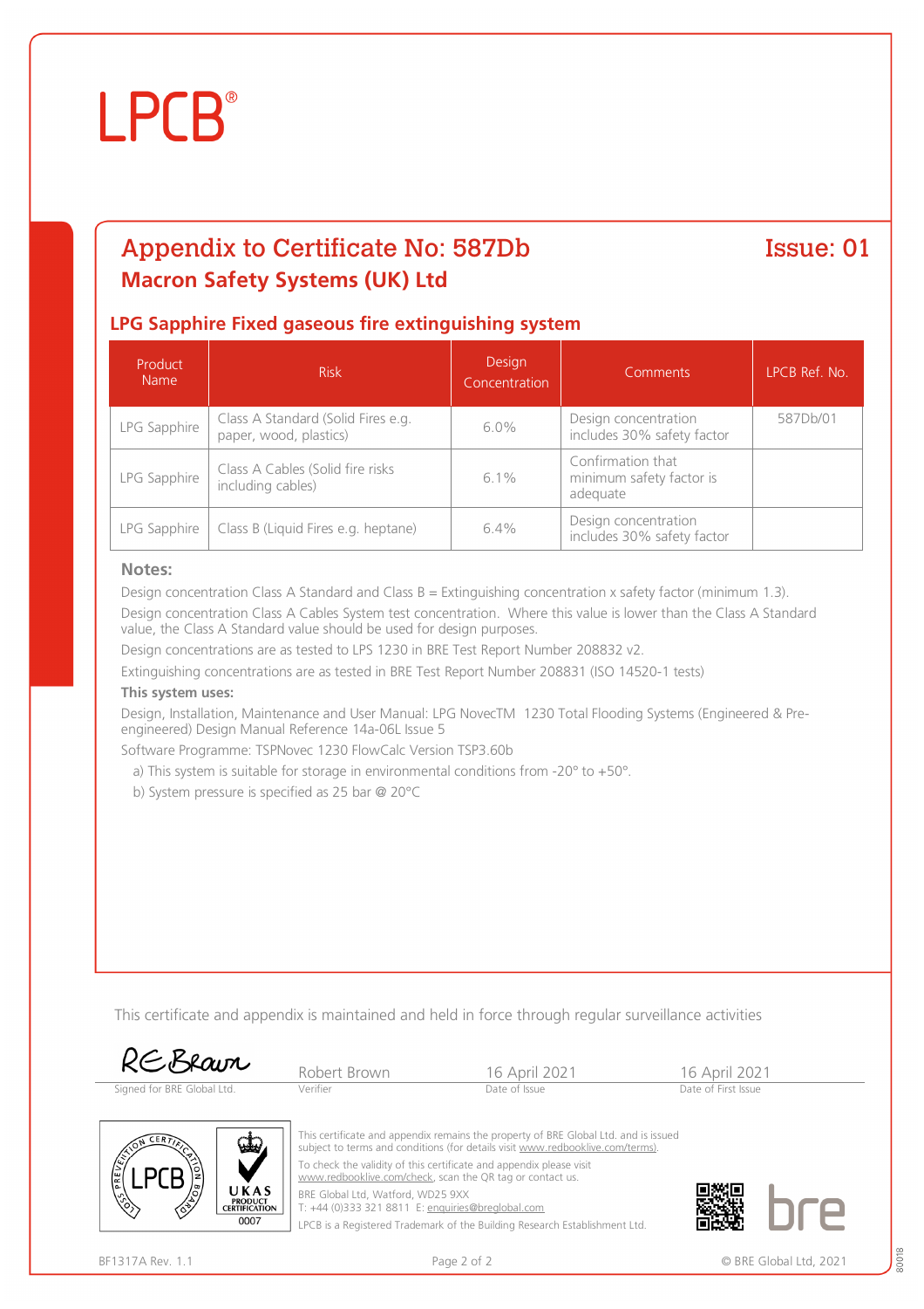LPCB®

# Appendix to Certificate No: 587Db

**Issue: 01**

## Macron Safety Systems (UK) Ltd

### LPG Sapphire Fixed gaseous fire extinguishing system

| Product Name | Risk | Design Concentration | Comments | LPCB Ref. No. |
|---|---|---|---|---|
| LPG Sapphire | Class A Standard (Solid Fires e.g. paper, wood, plastics) | 6.0% | Design concentration includes 30% safety factor | 587Db/01 |
| LPG Sapphire | Class A Cables (Solid fire risks including cables) | 6.1% | Confirmation that minimum safety factor is adequate | |
| LPG Sapphire | Class B (Liquid Fires e.g. heptane) | 6.4% | Design concentration includes 30% safety factor | |

**Notes:**

Design concentration Class A Standard and Class B = Extinguishing concentration x safety factor (minimum 1.3).

Design concentration Class A Cables System test concentration. Where this value is lower than the Class A Standard value, the Class A Standard value should be used for design purposes.

Design concentrations are as tested to LPS 1230 in BRE Test Report Number 208832 v2.

Extinguishing concentrations are as tested in BRE Test Report Number 208831 (ISO 14520-1 tests)

**This system uses:**

Design, Installation, Maintenance and User Manual: LPG NovecTM 1230 Total Flooding Systems (Engineered & Pre-engineered) Design Manual Reference 14a-06L Issue 5

Software Programme: TSPNovec 1230 FlowCalc Version TSP3.60b

a) This system is suitable for storage in environmental conditions from -20° to +50°.

b) System pressure is specified as 25 bar @ 20°C

This certificate and appendix is maintained and held in force through regular surveillance activities

| Signed for BRE Global Ltd. | Robert Brown (Verifier) | 16 April 2021 (Date of Issue) | 16 April 2021 (Date of First Issue) |
|---|---|---|---|

This certificate and appendix remains the property of BRE Global Ltd. and is issued subject to terms and conditions (for details visit www.redbooklive.com/terms).

To check the validity of this certificate and appendix please visit www.redbooklive.com/check, scan the QR tag or contact us.

BRE Global Ltd, Watford, WD25 9XX
T: +44 (0)333 321 8811 E: enquiries@breglobal.com

LPCB is a Registered Trademark of the Building Research Establishment Ltd.

UKAS PRODUCT CERTIFICATION 0007

BF1317A Rev. 1.1

© BRE Global Ltd, 2021